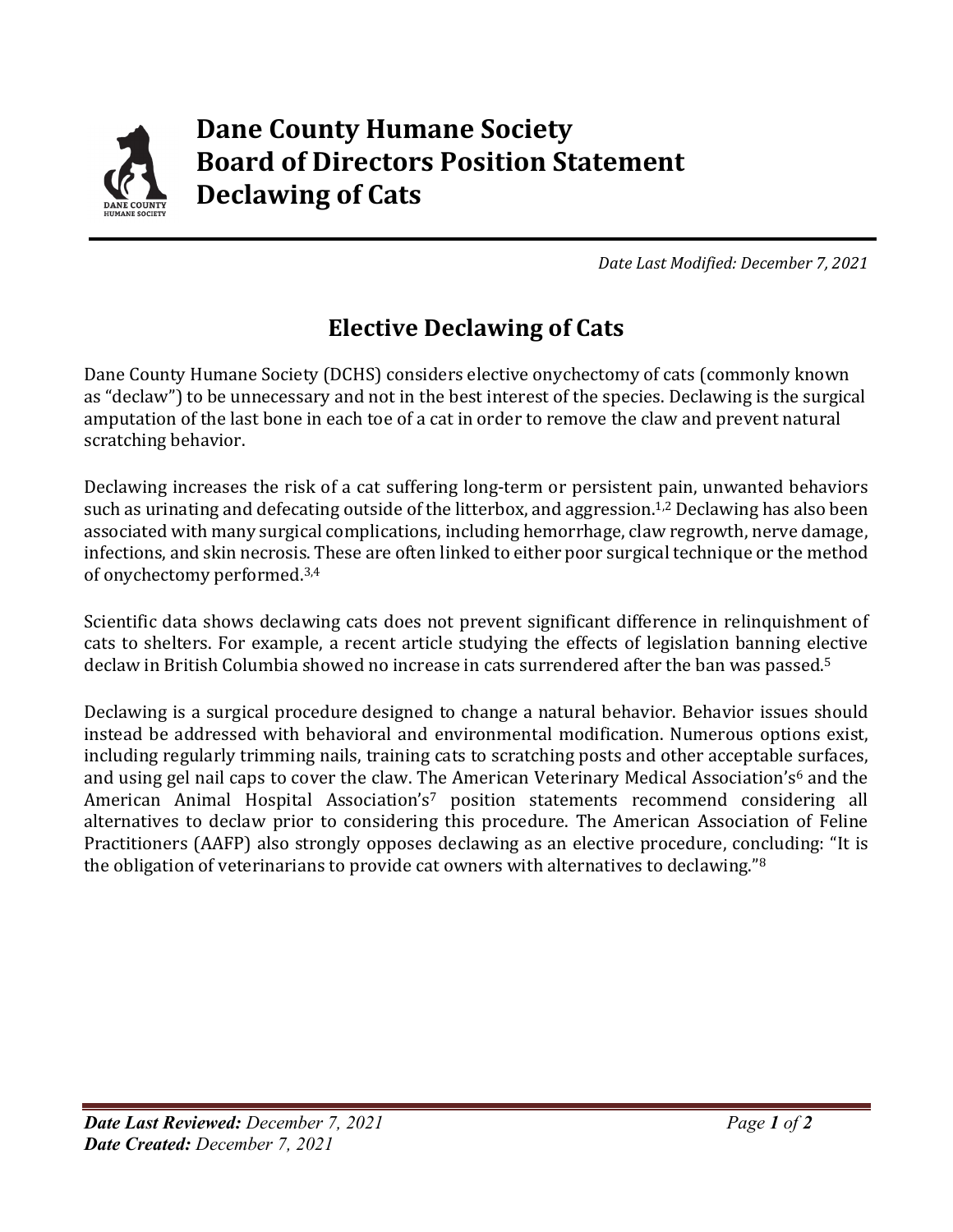# Dane County Humane Society
# Board of Directors Position Statement
# Declawing of Cats

*Date Last Modified: December 7, 2021*

## Elective Declawing of Cats

Dane County Humane Society (DCHS) considers elective onychectomy of cats (commonly known as "declaw") to be unnecessary and not in the best interest of the species. Declawing is the surgical amputation of the last bone in each toe of a cat in order to remove the claw and prevent natural scratching behavior.

Declawing increases the risk of a cat suffering long-term or persistent pain, unwanted behaviors such as urinating and defecating outside of the litterbox, and aggression.[1,2] Declawing has also been associated with many surgical complications, including hemorrhage, claw regrowth, nerve damage, infections, and skin necrosis. These are often linked to either poor surgical technique or the method of onychectomy performed.[3,4]

Scientific data shows declawing cats does not prevent significant difference in relinquishment of cats to shelters. For example, a recent article studying the effects of legislation banning elective declaw in British Columbia showed no increase in cats surrendered after the ban was passed.[5]

Declawing is a surgical procedure designed to change a natural behavior. Behavior issues should instead be addressed with behavioral and environmental modification. Numerous options exist, including regularly trimming nails, training cats to scratching posts and other acceptable surfaces, and using gel nail caps to cover the claw. The American Veterinary Medical Association's[6] and the American Animal Hospital Association's[7] position statements recommend considering all alternatives to declaw prior to considering this procedure. The American Association of Feline Practitioners (AAFP) also strongly opposes declawing as an elective procedure, concluding: "It is the obligation of veterinarians to provide cat owners with alternatives to declawing."[8]

***Date Last Reviewed:*** *December 7, 2021*
***Date Created:*** *December 7, 2021*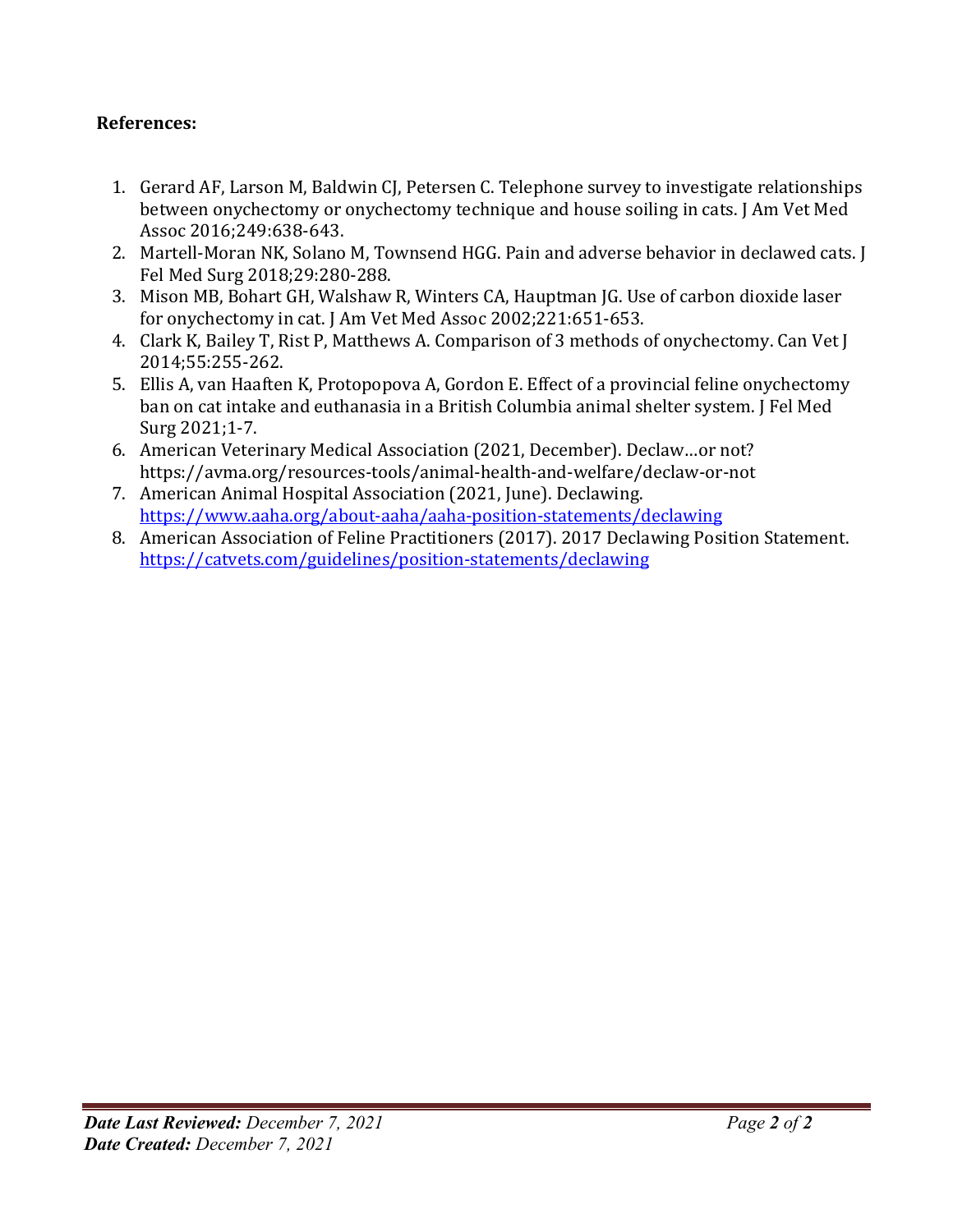**References:**

1. Gerard AF, Larson M, Baldwin CJ, Petersen C. Telephone survey to investigate relationships between onychectomy or onychectomy technique and house soiling in cats. J Am Vet Med Assoc 2016;249:638-643.
2. Martell-Moran NK, Solano M, Townsend HGG. Pain and adverse behavior in declawed cats. J Fel Med Surg 2018;29:280-288.
3. Mison MB, Bohart GH, Walshaw R, Winters CA, Hauptman JG. Use of carbon dioxide laser for onychectomy in cat. J Am Vet Med Assoc 2002;221:651-653.
4. Clark K, Bailey T, Rist P, Matthews A. Comparison of 3 methods of onychectomy. Can Vet J 2014;55:255-262.
5. Ellis A, van Haaften K, Protopopova A, Gordon E. Effect of a provincial feline onychectomy ban on cat intake and euthanasia in a British Columbia animal shelter system. J Fel Med Surg 2021;1-7.
6. American Veterinary Medical Association (2021, December). Declaw…or not? https://avma.org/resources-tools/animal-health-and-welfare/declaw-or-not
7. American Animal Hospital Association (2021, June). Declawing. https://www.aaha.org/about-aaha/aaha-position-statements/declawing
8. American Association of Feline Practitioners (2017). 2017 Declawing Position Statement. https://catvets.com/guidelines/position-statements/declawing

***Date Last Reviewed:*** *December 7, 2021*
***Date Created:*** *December 7, 2021*